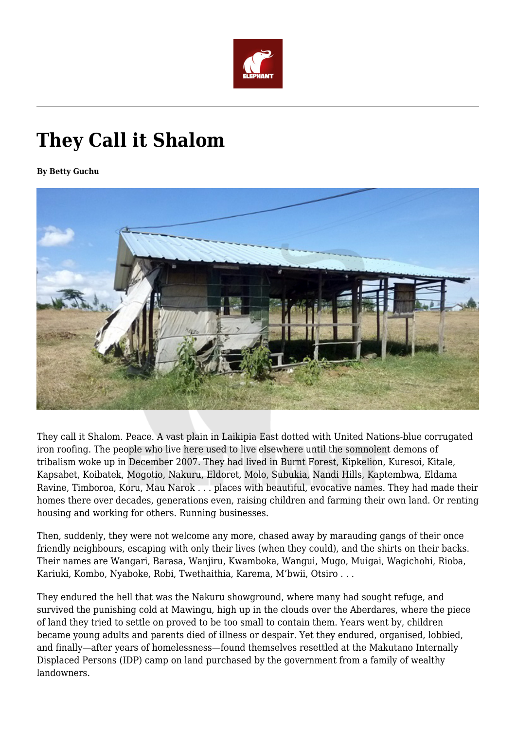# They Call it Shalom

**By Betty Guchu**

They call it Shalom. Peace. A vast plain in Laikipia East dotted with United Nations-blue corrugated iron roofing. The people who live here used to live elsewhere until the somnolent demons of tribalism woke up in December 2007. They had lived in Burnt Forest, Kipkelion, Kuresoi, Kitale, Kapsabet, Koibatek, Mogotio, Nakuru, Eldoret, Molo, Subukia, Nandi Hills, Kaptembwa, Eldama Ravine, Timboroa, Koru, Mau Narok . . . places with beautiful, evocative names. They had made their homes there over decades, generations even, raising children and farming their own land. Or renting housing and working for others. Running businesses.

Then, suddenly, they were not welcome any more, chased away by marauding gangs of their once friendly neighbours, escaping with only their lives (when they could), and the shirts on their backs. Their names are Wangari, Barasa, Wanjiru, Kwamboka, Wangui, Mugo, Muigai, Wagichohi, Rioba, Kariuki, Kombo, Nyaboke, Robi, Twethaithia, Karema, M'bwii, Otsiro . . .

They endured the hell that was the Nakuru showground, where many had sought refuge, and survived the punishing cold at Mawingu, high up in the clouds over the Aberdares, where the piece of land they tried to settle on proved to be too small to contain them. Years went by, children became young adults and parents died of illness or despair. Yet they endured, organised, lobbied, and finally—after years of homelessness—found themselves resettled at the Makutano Internally Displaced Persons (IDP) camp on land purchased by the government from a family of wealthy landowners.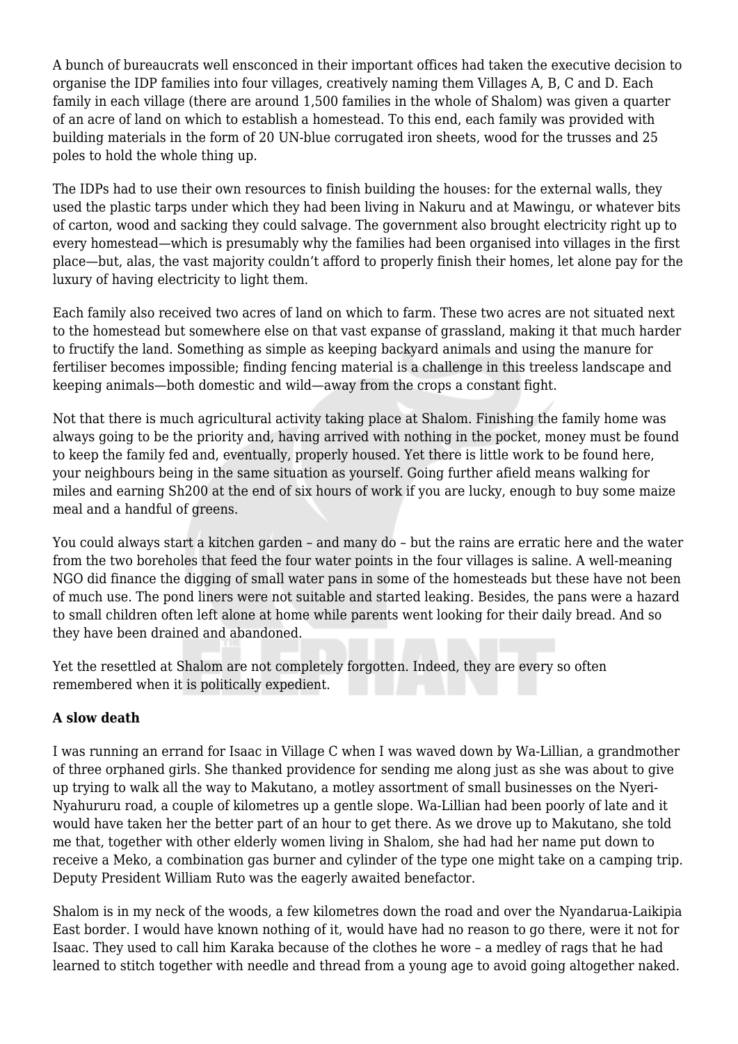A bunch of bureaucrats well ensconced in their important offices had taken the executive decision to organise the IDP families into four villages, creatively naming them Villages A, B, C and D. Each family in each village (there are around 1,500 families in the whole of Shalom) was given a quarter of an acre of land on which to establish a homestead. To this end, each family was provided with building materials in the form of 20 UN-blue corrugated iron sheets, wood for the trusses and 25 poles to hold the whole thing up.

The IDPs had to use their own resources to finish building the houses: for the external walls, they used the plastic tarps under which they had been living in Nakuru and at Mawingu, or whatever bits of carton, wood and sacking they could salvage. The government also brought electricity right up to every homestead—which is presumably why the families had been organised into villages in the first place—but, alas, the vast majority couldn't afford to properly finish their homes, let alone pay for the luxury of having electricity to light them.

Each family also received two acres of land on which to farm. These two acres are not situated next to the homestead but somewhere else on that vast expanse of grassland, making it that much harder to fructify the land. Something as simple as keeping backyard animals and using the manure for fertiliser becomes impossible; finding fencing material is a challenge in this treeless landscape and keeping animals—both domestic and wild—away from the crops a constant fight.

Not that there is much agricultural activity taking place at Shalom. Finishing the family home was always going to be the priority and, having arrived with nothing in the pocket, money must be found to keep the family fed and, eventually, properly housed. Yet there is little work to be found here, your neighbours being in the same situation as yourself. Going further afield means walking for miles and earning Sh200 at the end of six hours of work if you are lucky, enough to buy some maize meal and a handful of greens.

You could always start a kitchen garden – and many do – but the rains are erratic here and the water from the two boreholes that feed the four water points in the four villages is saline. A well-meaning NGO did finance the digging of small water pans in some of the homesteads but these have not been of much use. The pond liners were not suitable and started leaking. Besides, the pans were a hazard to small children often left alone at home while parents went looking for their daily bread. And so they have been drained and abandoned.

Yet the resettled at Shalom are not completely forgotten. Indeed, they are every so often remembered when it is politically expedient.

**A slow death**

I was running an errand for Isaac in Village C when I was waved down by Wa-Lillian, a grandmother of three orphaned girls. She thanked providence for sending me along just as she was about to give up trying to walk all the way to Makutano, a motley assortment of small businesses on the Nyeri-Nyahururu road, a couple of kilometres up a gentle slope. Wa-Lillian had been poorly of late and it would have taken her the better part of an hour to get there. As we drove up to Makutano, she told me that, together with other elderly women living in Shalom, she had had her name put down to receive a Meko, a combination gas burner and cylinder of the type one might take on a camping trip. Deputy President William Ruto was the eagerly awaited benefactor.

Shalom is in my neck of the woods, a few kilometres down the road and over the Nyandarua-Laikipia East border. I would have known nothing of it, would have had no reason to go there, were it not for Isaac. They used to call him Karaka because of the clothes he wore – a medley of rags that he had learned to stitch together with needle and thread from a young age to avoid going altogether naked.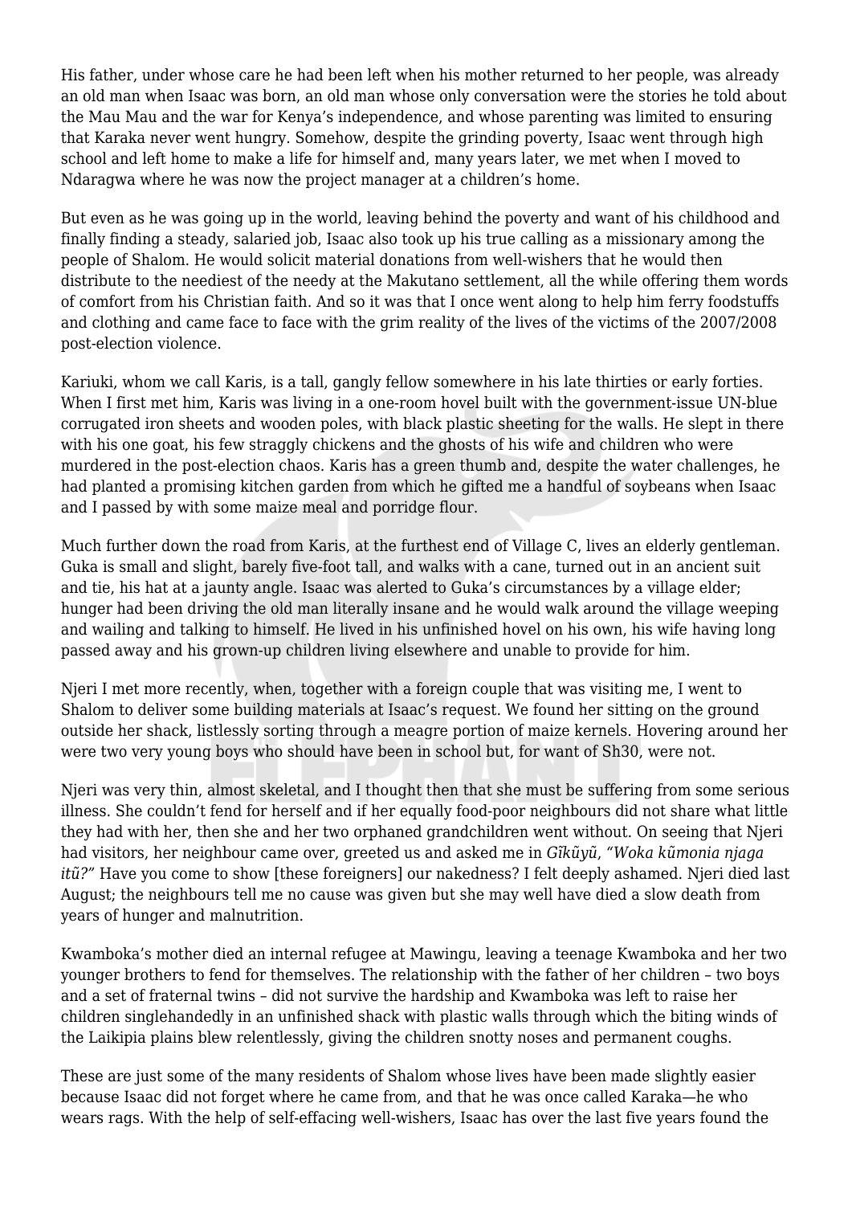His father, under whose care he had been left when his mother returned to her people, was already an old man when Isaac was born, an old man whose only conversation were the stories he told about the Mau Mau and the war for Kenya's independence, and whose parenting was limited to ensuring that Karaka never went hungry. Somehow, despite the grinding poverty, Isaac went through high school and left home to make a life for himself and, many years later, we met when I moved to Ndaragwa where he was now the project manager at a children's home.

But even as he was going up in the world, leaving behind the poverty and want of his childhood and finally finding a steady, salaried job, Isaac also took up his true calling as a missionary among the people of Shalom. He would solicit material donations from well-wishers that he would then distribute to the neediest of the needy at the Makutano settlement, all the while offering them words of comfort from his Christian faith. And so it was that I once went along to help him ferry foodstuffs and clothing and came face to face with the grim reality of the lives of the victims of the 2007/2008 post-election violence.

Kariuki, whom we call Karis, is a tall, gangly fellow somewhere in his late thirties or early forties. When I first met him, Karis was living in a one-room hovel built with the government-issue UN-blue corrugated iron sheets and wooden poles, with black plastic sheeting for the walls. He slept in there with his one goat, his few straggly chickens and the ghosts of his wife and children who were murdered in the post-election chaos. Karis has a green thumb and, despite the water challenges, he had planted a promising kitchen garden from which he gifted me a handful of soybeans when Isaac and I passed by with some maize meal and porridge flour.

Much further down the road from Karis, at the furthest end of Village C, lives an elderly gentleman. Guka is small and slight, barely five-foot tall, and walks with a cane, turned out in an ancient suit and tie, his hat at a jaunty angle. Isaac was alerted to Guka's circumstances by a village elder; hunger had been driving the old man literally insane and he would walk around the village weeping and wailing and talking to himself. He lived in his unfinished hovel on his own, his wife having long passed away and his grown-up children living elsewhere and unable to provide for him.

Njeri I met more recently, when, together with a foreign couple that was visiting me, I went to Shalom to deliver some building materials at Isaac's request. We found her sitting on the ground outside her shack, listlessly sorting through a meagre portion of maize kernels. Hovering around her were two very young boys who should have been in school but, for want of Sh30, were not.

Njeri was very thin, almost skeletal, and I thought then that she must be suffering from some serious illness. She couldn't fend for herself and if her equally food-poor neighbours did not share what little they had with her, then she and her two orphaned grandchildren went without. On seeing that Njeri had visitors, her neighbour came over, greeted us and asked me in *Gĩkũyũ*, *"Woka kũmonia njaga itũ?"* Have you come to show [these foreigners] our nakedness? I felt deeply ashamed. Njeri died last August; the neighbours tell me no cause was given but she may well have died a slow death from years of hunger and malnutrition.

Kwamboka's mother died an internal refugee at Mawingu, leaving a teenage Kwamboka and her two younger brothers to fend for themselves. The relationship with the father of her children – two boys and a set of fraternal twins – did not survive the hardship and Kwamboka was left to raise her children singlehandedly in an unfinished shack with plastic walls through which the biting winds of the Laikipia plains blew relentlessly, giving the children snotty noses and permanent coughs.

These are just some of the many residents of Shalom whose lives have been made slightly easier because Isaac did not forget where he came from, and that he was once called Karaka—he who wears rags. With the help of self-effacing well-wishers, Isaac has over the last five years found the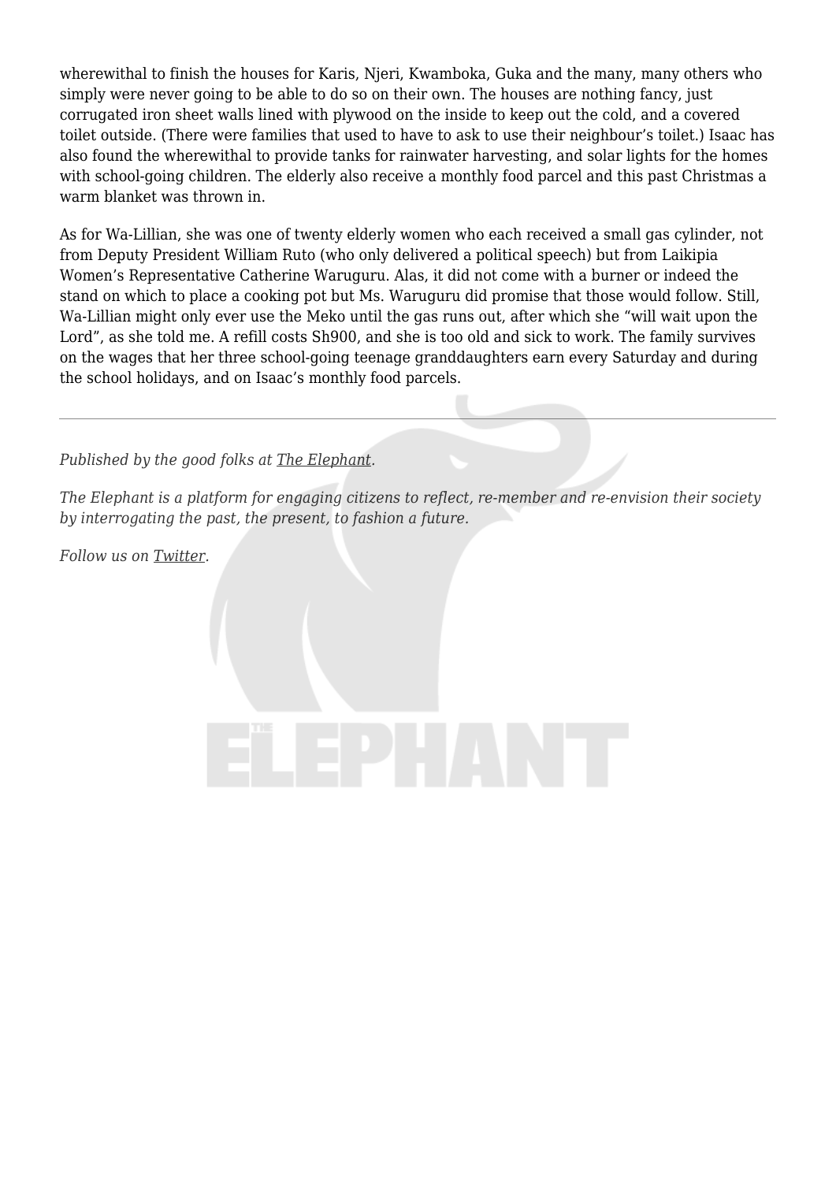wherewithal to finish the houses for Karis, Njeri, Kwamboka, Guka and the many, many others who simply were never going to be able to do so on their own. The houses are nothing fancy, just corrugated iron sheet walls lined with plywood on the inside to keep out the cold, and a covered toilet outside. (There were families that used to have to ask to use their neighbour's toilet.) Isaac has also found the wherewithal to provide tanks for rainwater harvesting, and solar lights for the homes with school-going children. The elderly also receive a monthly food parcel and this past Christmas a warm blanket was thrown in.

As for Wa-Lillian, she was one of twenty elderly women who each received a small gas cylinder, not from Deputy President William Ruto (who only delivered a political speech) but from Laikipia Women's Representative Catherine Waruguru. Alas, it did not come with a burner or indeed the stand on which to place a cooking pot but Ms. Waruguru did promise that those would follow. Still, Wa-Lillian might only ever use the Meko until the gas runs out, after which she "will wait upon the Lord", as she told me. A refill costs Sh900, and she is too old and sick to work. The family survives on the wages that her three school-going teenage granddaughters earn every Saturday and during the school holidays, and on Isaac's monthly food parcels.

---

*Published by the good folks at The Elephant.*

*The Elephant is a platform for engaging citizens to reflect, re-member and re-envision their society by interrogating the past, the present, to fashion a future.*

*Follow us on Twitter.*